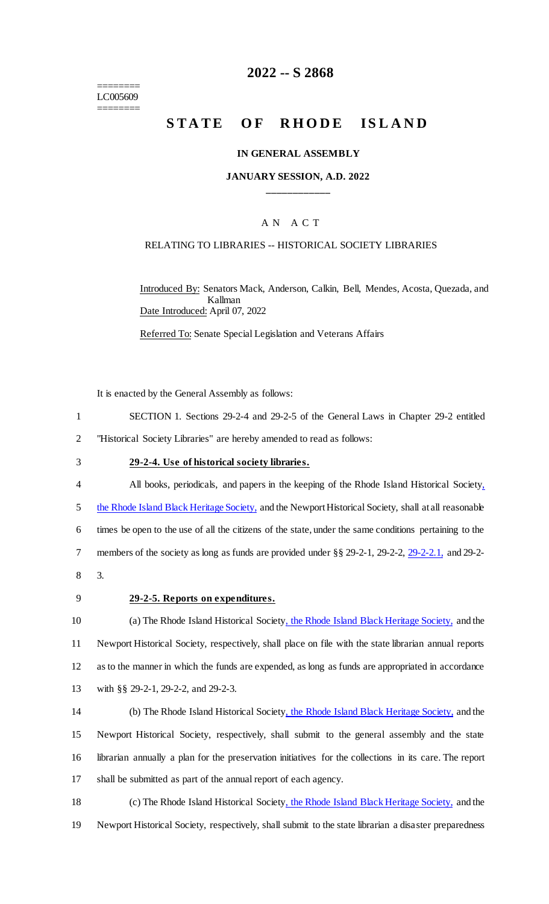======== 
LC005609 
========

# 2022 -- S 2868

# STATE OF RHODE ISLAND

### IN GENERAL ASSEMBLY

### JANUARY SESSION, A.D. 2022

A N A C T

RELATING TO LIBRARIES -- HISTORICAL SOCIETY LIBRARIES

Introduced By: Senators Mack, Anderson, Calkin, Bell, Mendes, Acosta, Quezada, and Kallman

Date Introduced: April 07, 2022

Referred To: Senate Special Legislation and Veterans Affairs

It is enacted by the General Assembly as follows:

1 SECTION 1. Sections 29-2-4 and 29-2-5 of the General Laws in Chapter 29-2 entitled
2 "Historical Society Libraries" are hereby amended to read as follows:

3 **29-2-4. Use of historical society libraries.**

4 All books, periodicals, and papers in the keeping of the Rhode Island Historical Society,
5 the Rhode Island Black Heritage Society, and the Newport Historical Society, shall at all reasonable
6 times be open to the use of all the citizens of the state, under the same conditions pertaining to the
7 members of the society as long as funds are provided under §§ 29-2-1, 29-2-2, 29-2-2.1, and 29-2-
8 3.

9 **29-2-5. Reports on expenditures.**

10 (a) The Rhode Island Historical Society, the Rhode Island Black Heritage Society, and the
11 Newport Historical Society, respectively, shall place on file with the state librarian annual reports
12 as to the manner in which the funds are expended, as long as funds are appropriated in accordance
13 with §§ 29-2-1, 29-2-2, and 29-2-3.

14 (b) The Rhode Island Historical Society, the Rhode Island Black Heritage Society, and the
15 Newport Historical Society, respectively, shall submit to the general assembly and the state
16 librarian annually a plan for the preservation initiatives for the collections in its care. The report
17 shall be submitted as part of the annual report of each agency.

18 (c) The Rhode Island Historical Society, the Rhode Island Black Heritage Society, and the
19 Newport Historical Society, respectively, shall submit to the state librarian a disaster preparedness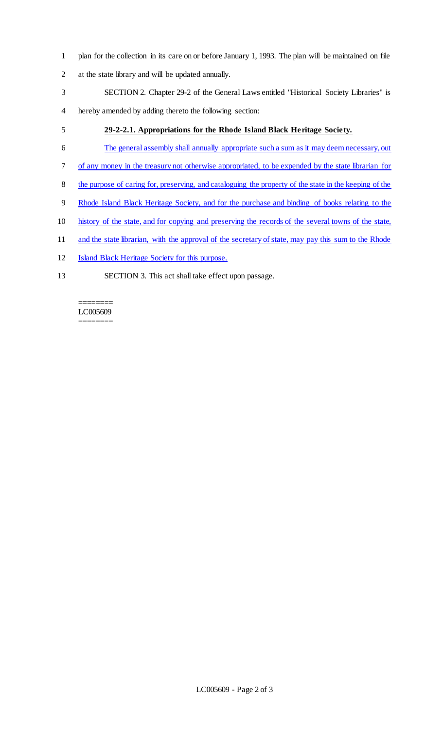plan for the collection in its care on or before January 1, 1993. The plan will be maintained on file at the state library and will be updated annually.

SECTION 2. Chapter 29-2 of the General Laws entitled "Historical Society Libraries" is hereby amended by adding thereto the following section:

**29-2-2.1. Appropriations for the Rhode Island Black Heritage Society.**

The general assembly shall annually appropriate such a sum as it may deem necessary, out of any money in the treasury not otherwise appropriated, to be expended by the state librarian for the purpose of caring for, preserving, and cataloguing the property of the state in the keeping of the Rhode Island Black Heritage Society, and for the purchase and binding of books relating to the history of the state, and for copying and preserving the records of the several towns of the state, and the state librarian, with the approval of the secretary of state, may pay this sum to the Rhode Island Black Heritage Society for this purpose.

SECTION 3. This act shall take effect upon passage.

========
LC005609
========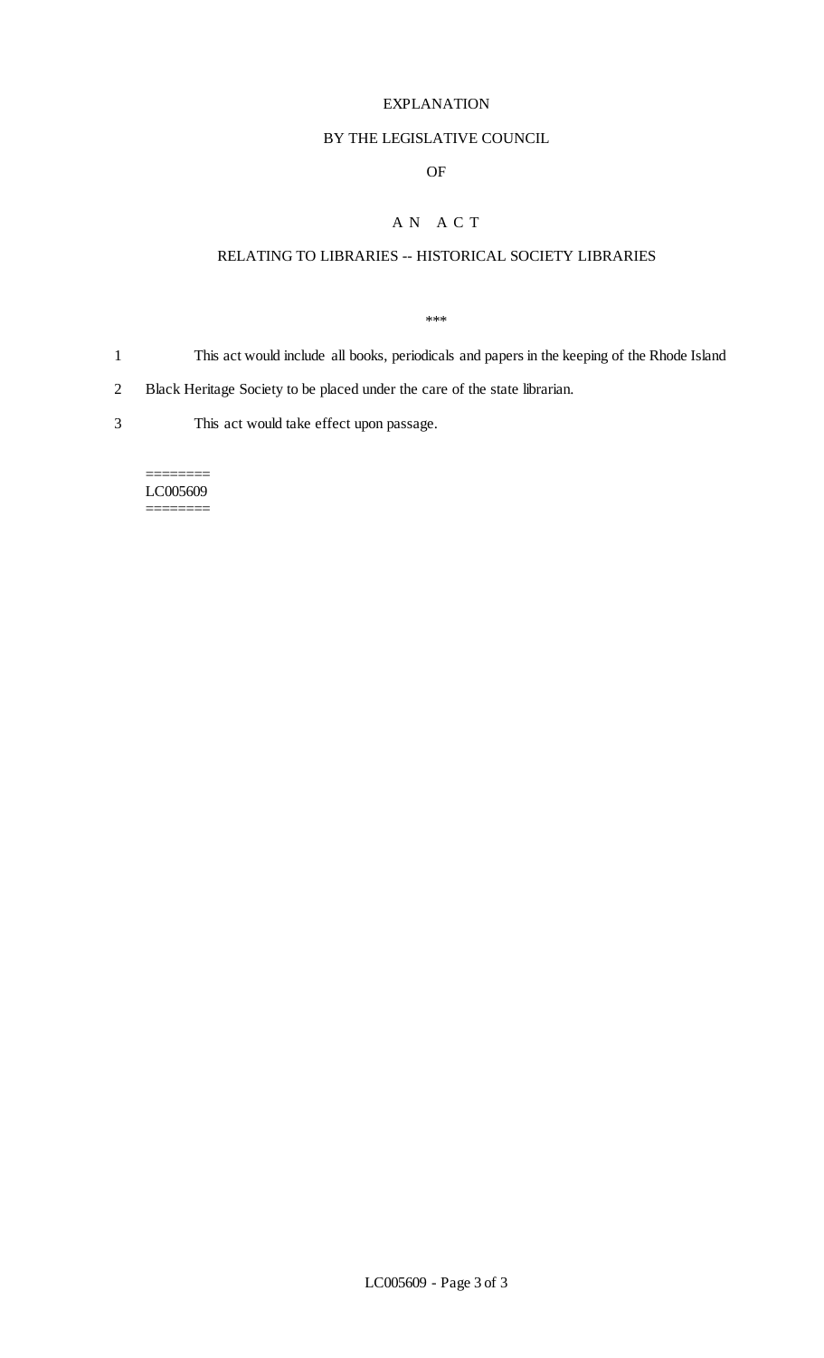EXPLANATION

BY THE LEGISLATIVE COUNCIL

OF

A N   A C T

RELATING TO LIBRARIES -- HISTORICAL SOCIETY LIBRARIES

***

1 This act would include all books, periodicals and papers in the keeping of the Rhode Island

2 Black Heritage Society to be placed under the care of the state librarian.

3 This act would take effect upon passage.

========
LC005609
========